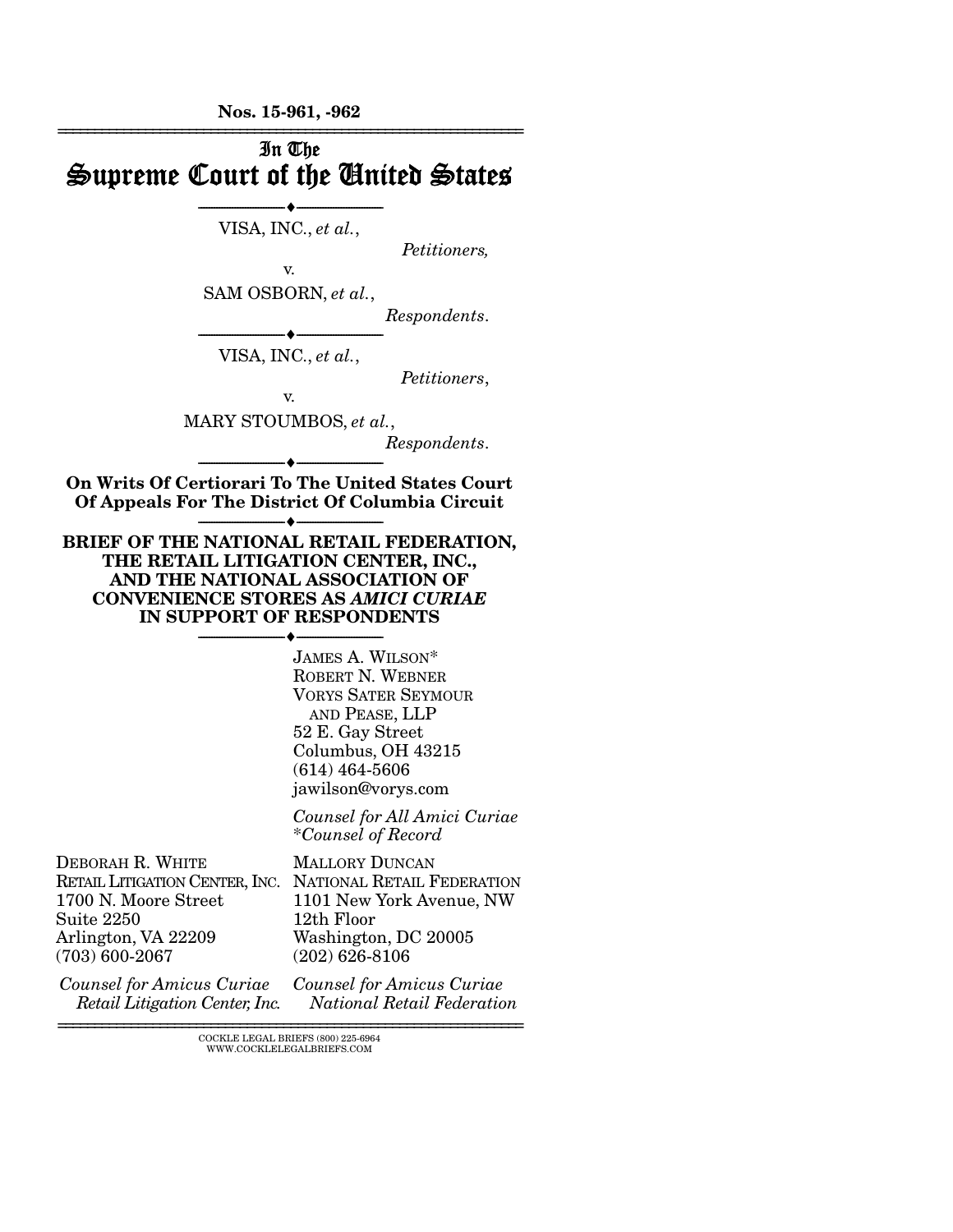**Nos. 15-961, -962**

---

# In The Supreme Court of the United States

---

VISA, INC., *et al.*,

*Petitioners,*

v.

SAM OSBORN, *et al.*,

*Respondents.*

---

VISA, INC., *et al.*,

*Petitioners*,

v.

MARY STOUMBOS, *et al.*,

*Respondents*.

---

**On Writs Of Certiorari To The United States Court Of Appeals For The District Of Columbia Circuit**

---

**BRIEF OF THE NATIONAL RETAIL FEDERATION, THE RETAIL LITIGATION CENTER, INC., AND THE NATIONAL ASSOCIATION OF CONVENIENCE STORES AS *AMICI CURIAE* IN SUPPORT OF RESPONDENTS**

---

JAMES A. WILSON*
ROBERT N. WEBNER
VORYS SATER SEYMOUR AND PEASE, LLP
52 E. Gay Street
Columbus, OH 43215
(614) 464-5606
jawilson@vorys.com

*Counsel for All Amici Curiae*
*\*Counsel of Record*

DEBORAH R. WHITE
RETAIL LITIGATION CENTER, INC.
1700 N. Moore Street
Suite 2250
Arlington, VA 22209
(703) 600-2067

*Counsel for Amicus Curiae Retail Litigation Center, Inc.*

MALLORY DUNCAN
NATIONAL RETAIL FEDERATION
1101 New York Avenue, NW
12th Floor
Washington, DC 20005
(202) 626-8106

*Counsel for Amicus Curiae National Retail Federation*

---

COCKLE LEGAL BRIEFS (800) 225-6964
WWW.COCKLELEGALBRIEFS.COM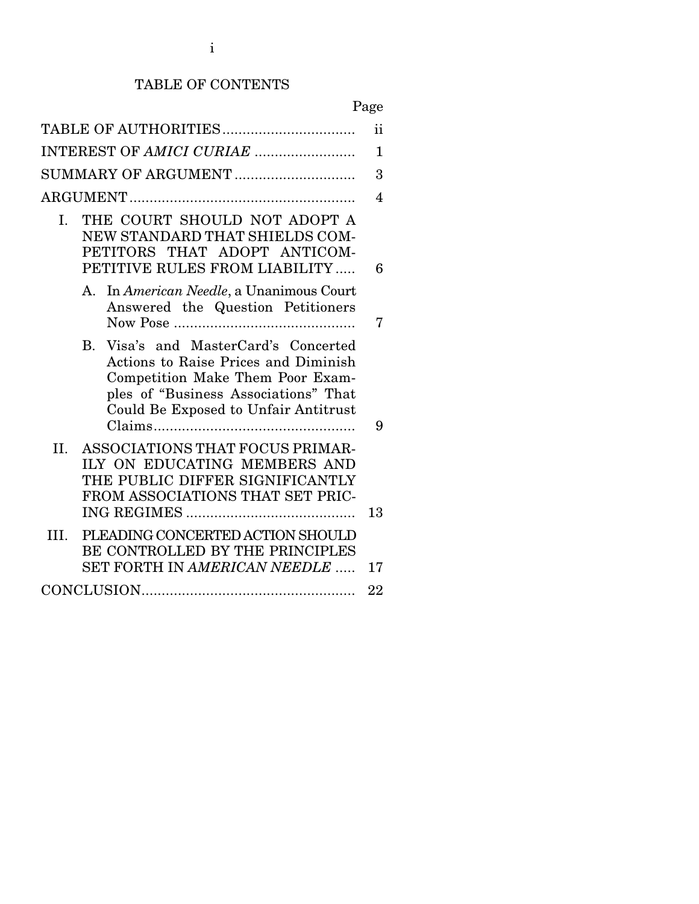# TABLE OF CONTENTS

| | Page |
|---|---|
| TABLE OF AUTHORITIES | ii |
| INTEREST OF *AMICI CURIAE* | 1 |
| SUMMARY OF ARGUMENT | 3 |
| ARGUMENT | 4 |
| I. THE COURT SHOULD NOT ADOPT A NEW STANDARD THAT SHIELDS COMPETITORS THAT ADOPT ANTICOMPETITIVE RULES FROM LIABILITY | 6 |
| A. In *American Needle*, a Unanimous Court Answered the Question Petitioners Now Pose | 7 |
| B. Visa's and MasterCard's Concerted Actions to Raise Prices and Diminish Competition Make Them Poor Examples of "Business Associations" That Could Be Exposed to Unfair Antitrust Claims | 9 |
| II. ASSOCIATIONS THAT FOCUS PRIMARILY ON EDUCATING MEMBERS AND THE PUBLIC DIFFER SIGNIFICANTLY FROM ASSOCIATIONS THAT SET PRICING REGIMES | 13 |
| III. PLEADING CONCERTED ACTION SHOULD BE CONTROLLED BY THE PRINCIPLES SET FORTH IN *AMERICAN NEEDLE* | 17 |
| CONCLUSION | 22 |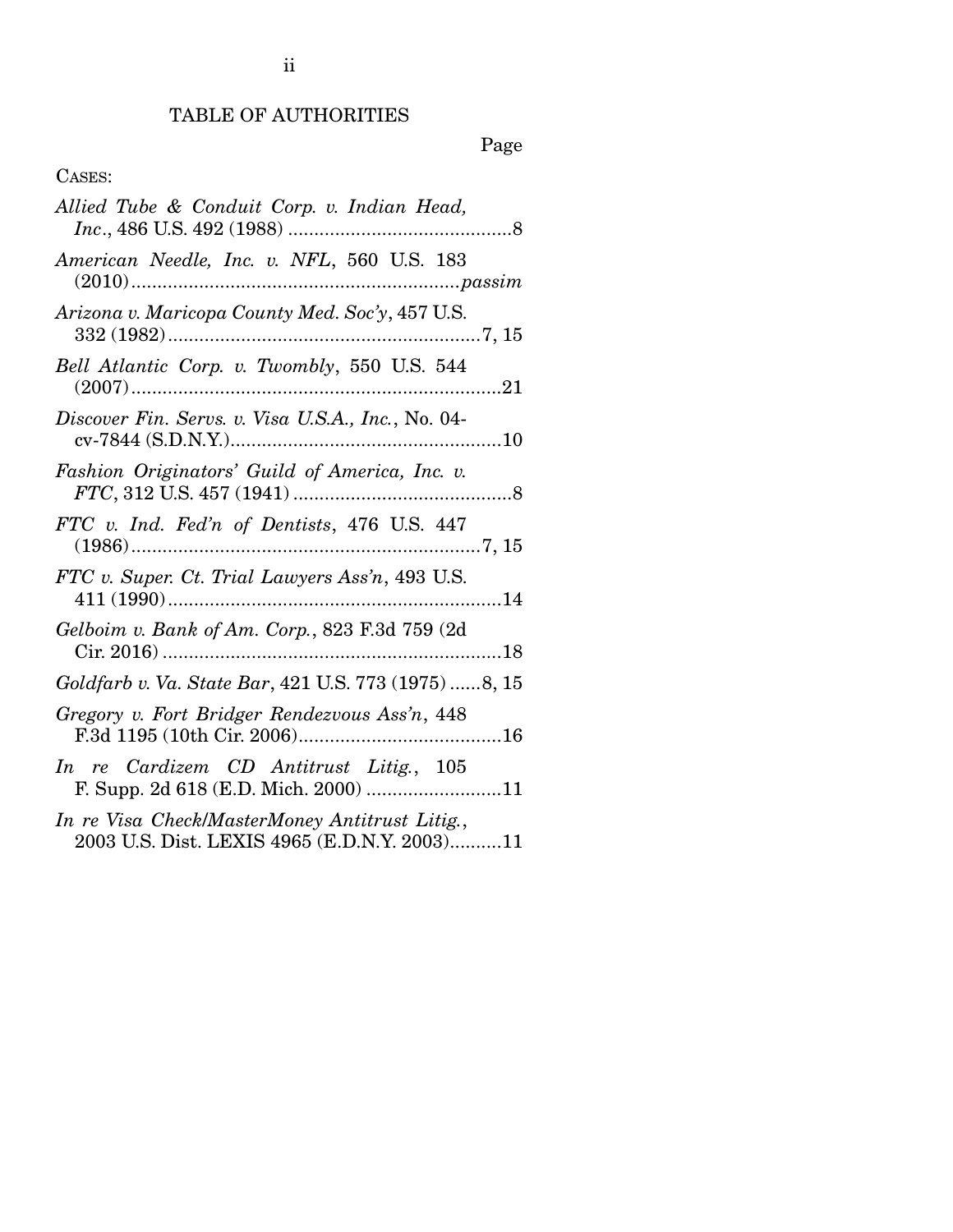# TABLE OF AUTHORITIES

Page

CASES:

*Allied Tube & Conduit Corp. v. Indian Head, Inc.*, 486 U.S. 492 (1988) ....................................8

*American Needle, Inc. v. NFL*, 560 U.S. 183 (2010)....................................................*passim*

*Arizona v. Maricopa County Med. Soc'y*, 457 U.S. 332 (1982)..............................................7, 15

*Bell Atlantic Corp. v. Twombly*, 550 U.S. 544 (2007)..........................................................21

*Discover Fin. Servs. v. Visa U.S.A., Inc.*, No. 04-cv-7844 (S.D.N.Y.)...........................................10

*Fashion Originators' Guild of America, Inc. v. FTC*, 312 U.S. 457 (1941) ......................................8

*FTC v. Ind. Fed'n of Dentists*, 476 U.S. 447 (1986)........................................................7, 15

*FTC v. Super. Ct. Trial Lawyers Ass'n*, 493 U.S. 411 (1990)..................................................14

*Gelboim v. Bank of Am. Corp.*, 823 F.3d 759 (2d Cir. 2016) ..................................................18

*Goldfarb v. Va. State Bar*, 421 U.S. 773 (1975) ......8, 15

*Gregory v. Fort Bridger Rendezvous Ass'n*, 448 F.3d 1195 (10th Cir. 2006)......................................16

*In re Cardizem CD Antitrust Litig.*, 105 F. Supp. 2d 618 (E.D. Mich. 2000) ..........................11

*In re Visa Check/MasterMoney Antitrust Litig.*, 2003 U.S. Dist. LEXIS 4965 (E.D.N.Y. 2003)..........11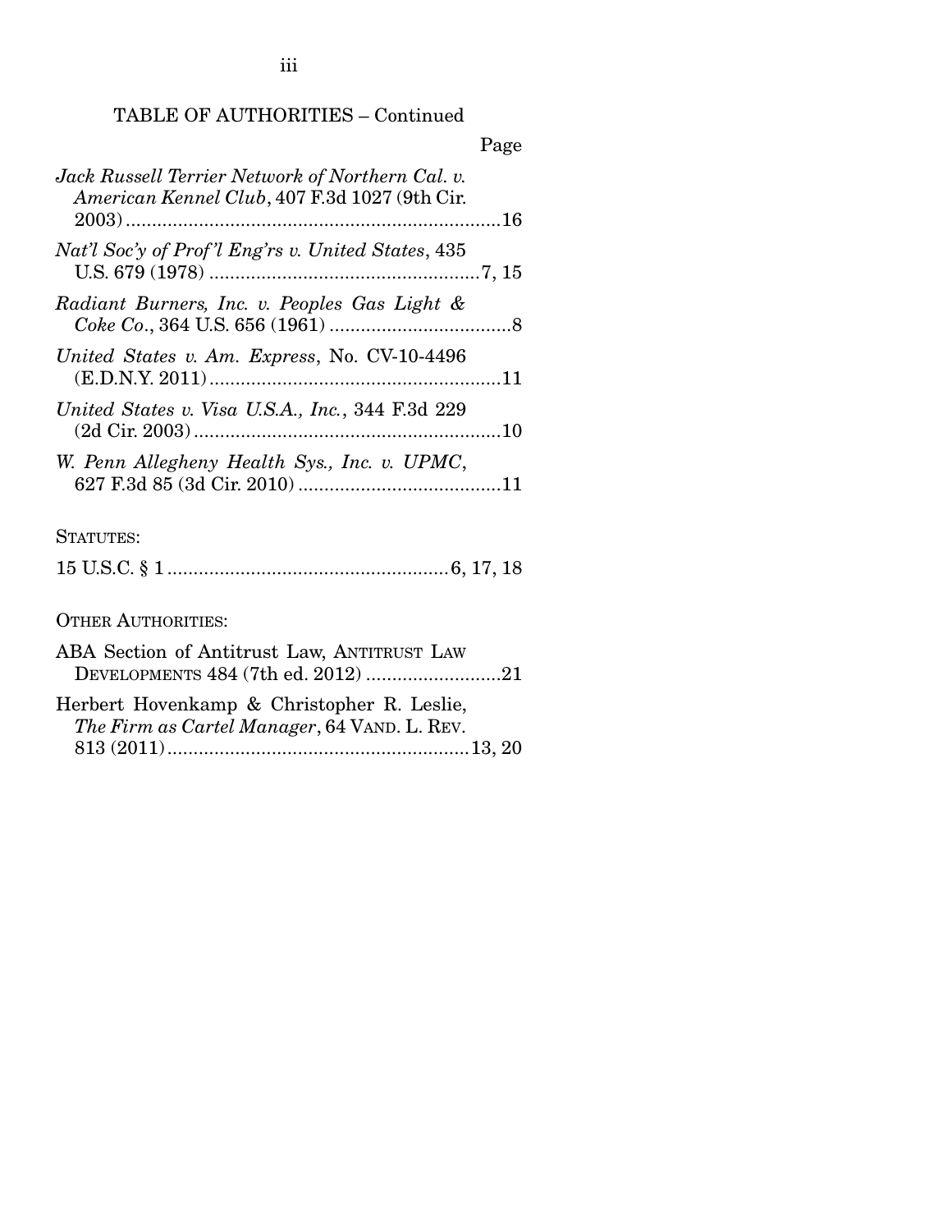TABLE OF AUTHORITIES – Continued

Page

*Jack Russell Terrier Network of Northern Cal. v. American Kennel Club*, 407 F.3d 1027 (9th Cir. 2003) ........................................................................ 16

*Nat'l Soc'y of Prof'l Eng'rs v. United States*, 435 U.S. 679 (1978) .................................................... 7, 15

*Radiant Burners, Inc. v. Peoples Gas Light & Coke Co.*, 364 U.S. 656 (1961) .................................. 8

*United States v. Am. Express*, No. CV-10-4496 (E.D.N.Y. 2011) ....................................................... 11

*United States v. Visa U.S.A., Inc.*, 344 F.3d 229 (2d Cir. 2003) ........................................................... 10

*W. Penn Allegheny Health Sys., Inc. v. UPMC*, 627 F.3d 85 (3d Cir. 2010) ....................................... 11

STATUTES:

15 U.S.C. § 1 ..................................................... 6, 17, 18

OTHER AUTHORITIES:

ABA Section of Antitrust Law, ANTITRUST LAW DEVELOPMENTS 484 (7th ed. 2012) .......................... 21

Herbert Hovenkamp & Christopher R. Leslie, *The Firm as Cartel Manager*, 64 VAND. L. REV. 813 (2011) ......................................................... 13, 20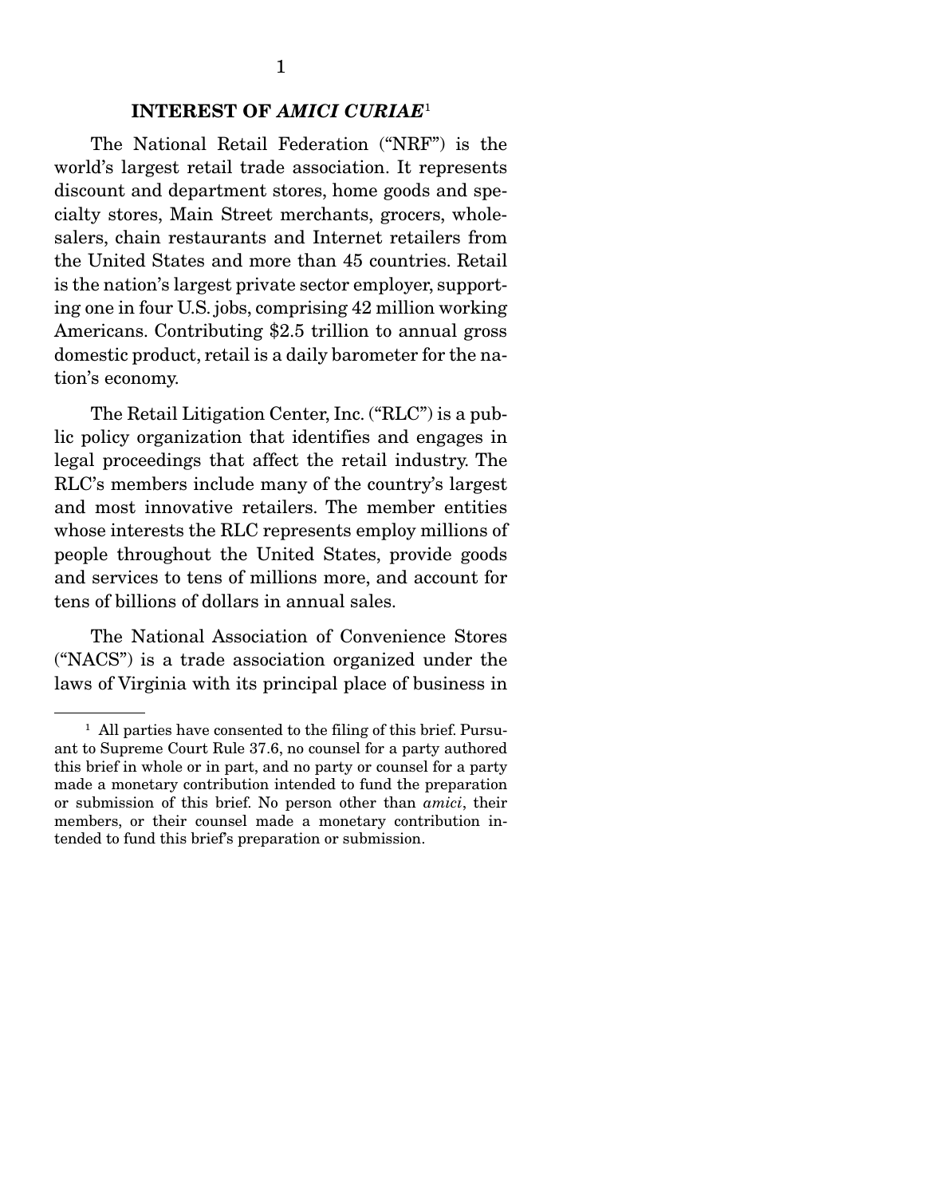## INTEREST OF *AMICI CURIAE*[1]

The National Retail Federation ("NRF") is the world's largest retail trade association. It represents discount and department stores, home goods and specialty stores, Main Street merchants, grocers, wholesalers, chain restaurants and Internet retailers from the United States and more than 45 countries. Retail is the nation's largest private sector employer, supporting one in four U.S. jobs, comprising 42 million working Americans. Contributing $2.5 trillion to annual gross domestic product, retail is a daily barometer for the nation's economy.

The Retail Litigation Center, Inc. ("RLC") is a public policy organization that identifies and engages in legal proceedings that affect the retail industry. The RLC's members include many of the country's largest and most innovative retailers. The member entities whose interests the RLC represents employ millions of people throughout the United States, provide goods and services to tens of millions more, and account for tens of billions of dollars in annual sales.

The National Association of Convenience Stores ("NACS") is a trade association organized under the laws of Virginia with its principal place of business in

---

[1] All parties have consented to the filing of this brief. Pursuant to Supreme Court Rule 37.6, no counsel for a party authored this brief in whole or in part, and no party or counsel for a party made a monetary contribution intended to fund the preparation or submission of this brief. No person other than *amici*, their members, or their counsel made a monetary contribution intended to fund this brief's preparation or submission.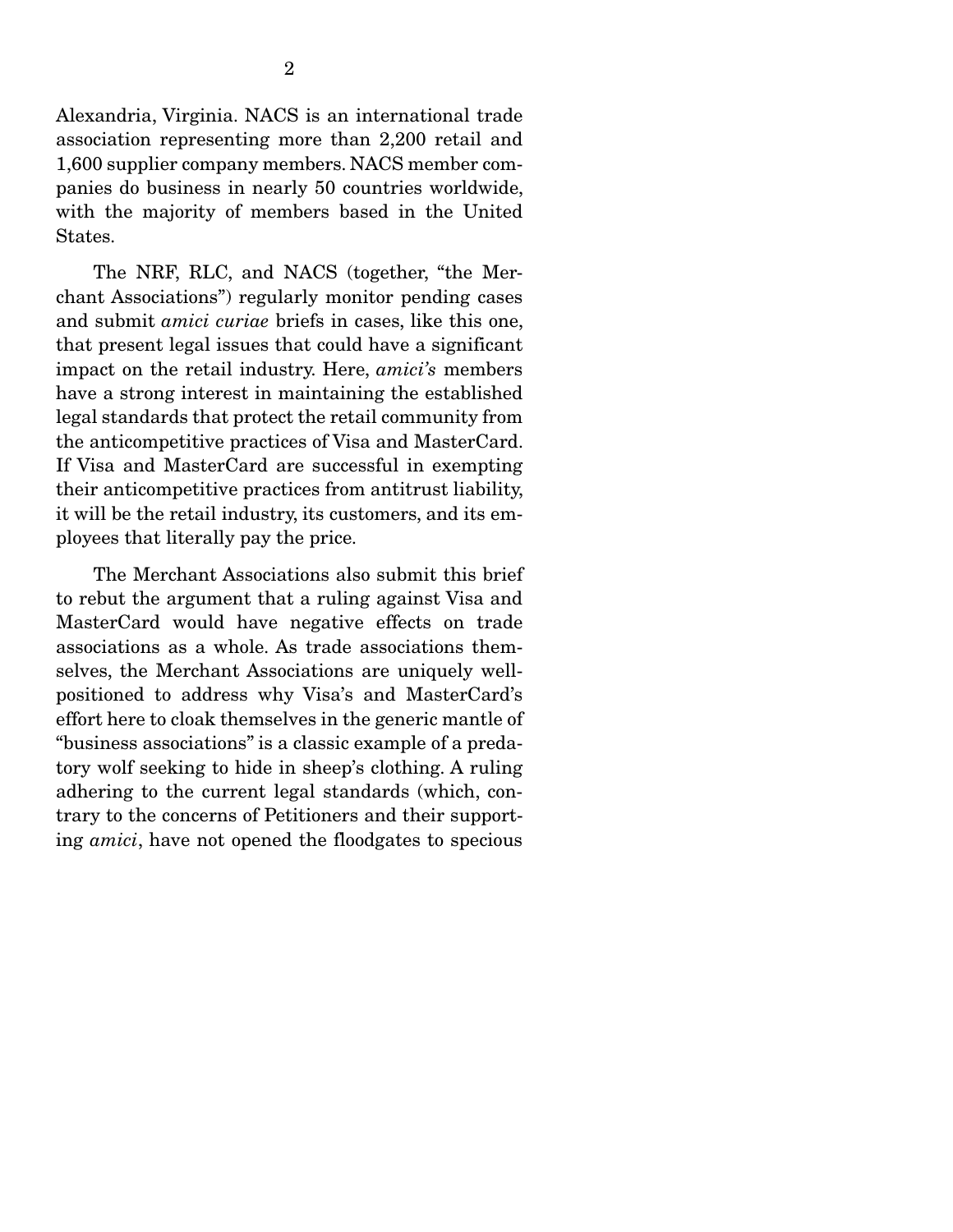Alexandria, Virginia. NACS is an international trade association representing more than 2,200 retail and 1,600 supplier company members. NACS member companies do business in nearly 50 countries worldwide, with the majority of members based in the United States.

The NRF, RLC, and NACS (together, "the Merchant Associations") regularly monitor pending cases and submit *amici curiae* briefs in cases, like this one, that present legal issues that could have a significant impact on the retail industry. Here, *amici's* members have a strong interest in maintaining the established legal standards that protect the retail community from the anticompetitive practices of Visa and MasterCard. If Visa and MasterCard are successful in exempting their anticompetitive practices from antitrust liability, it will be the retail industry, its customers, and its employees that literally pay the price.

The Merchant Associations also submit this brief to rebut the argument that a ruling against Visa and MasterCard would have negative effects on trade associations as a whole. As trade associations themselves, the Merchant Associations are uniquely well-positioned to address why Visa's and MasterCard's effort here to cloak themselves in the generic mantle of "business associations" is a classic example of a predatory wolf seeking to hide in sheep's clothing. A ruling adhering to the current legal standards (which, contrary to the concerns of Petitioners and their supporting *amici*, have not opened the floodgates to specious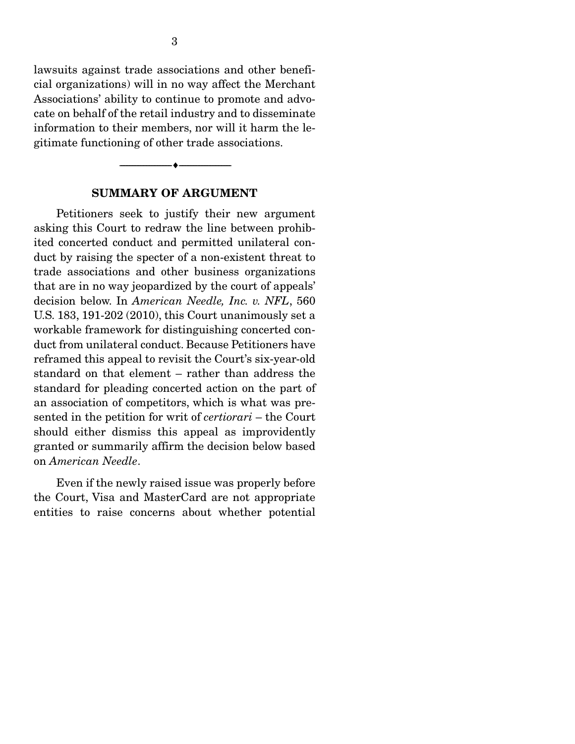lawsuits against trade associations and other beneficial organizations) will in no way affect the Merchant Associations' ability to continue to promote and advocate on behalf of the retail industry and to disseminate information to their members, nor will it harm the legitimate functioning of other trade associations.

---

## SUMMARY OF ARGUMENT

Petitioners seek to justify their new argument asking this Court to redraw the line between prohibited concerted conduct and permitted unilateral conduct by raising the specter of a non-existent threat to trade associations and other business organizations that are in no way jeopardized by the court of appeals' decision below. In *American Needle, Inc. v. NFL*, 560 U.S. 183, 191-202 (2010), this Court unanimously set a workable framework for distinguishing concerted conduct from unilateral conduct. Because Petitioners have reframed this appeal to revisit the Court's six-year-old standard on that element – rather than address the standard for pleading concerted action on the part of an association of competitors, which is what was presented in the petition for writ of *certiorari* – the Court should either dismiss this appeal as improvidently granted or summarily affirm the decision below based on *American Needle*.

Even if the newly raised issue was properly before the Court, Visa and MasterCard are not appropriate entities to raise concerns about whether potential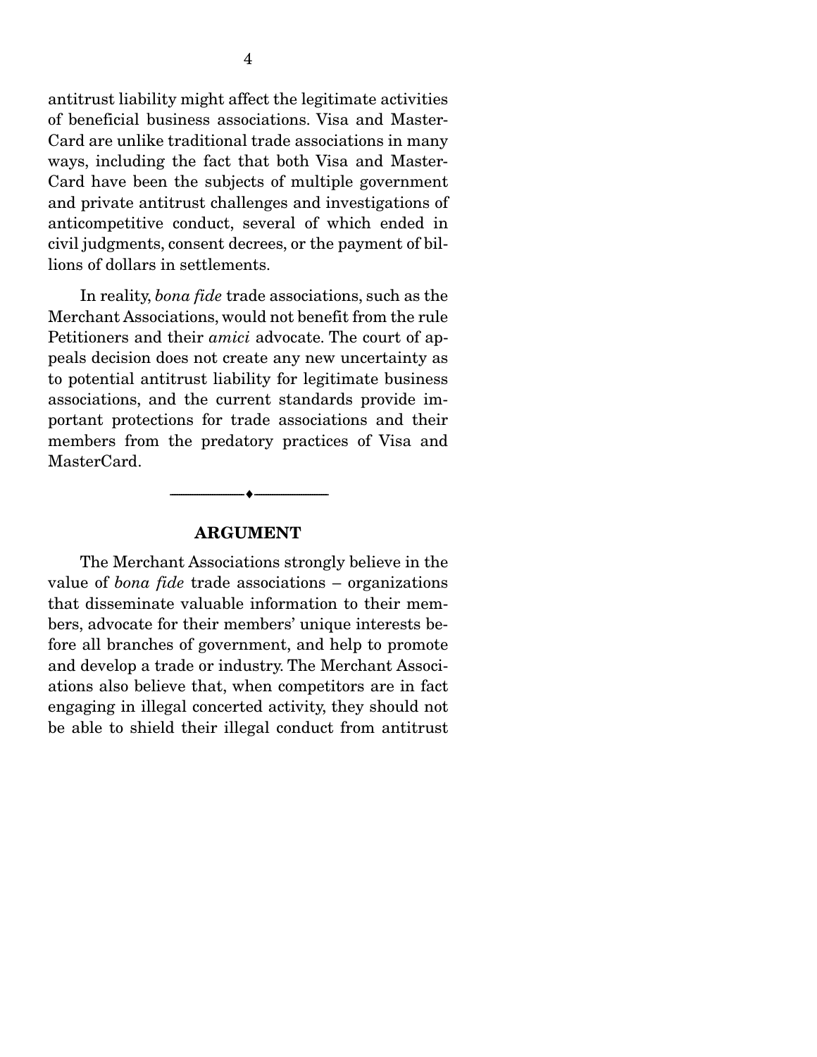antitrust liability might affect the legitimate activities of beneficial business associations. Visa and MasterCard are unlike traditional trade associations in many ways, including the fact that both Visa and MasterCard have been the subjects of multiple government and private antitrust challenges and investigations of anticompetitive conduct, several of which ended in civil judgments, consent decrees, or the payment of billions of dollars in settlements.

In reality, *bona fide* trade associations, such as the Merchant Associations, would not benefit from the rule Petitioners and their *amici* advocate. The court of appeals decision does not create any new uncertainty as to potential antitrust liability for legitimate business associations, and the current standards provide important protections for trade associations and their members from the predatory practices of Visa and MasterCard.

---

## ARGUMENT

The Merchant Associations strongly believe in the value of *bona fide* trade associations – organizations that disseminate valuable information to their members, advocate for their members' unique interests before all branches of government, and help to promote and develop a trade or industry. The Merchant Associations also believe that, when competitors are in fact engaging in illegal concerted activity, they should not be able to shield their illegal conduct from antitrust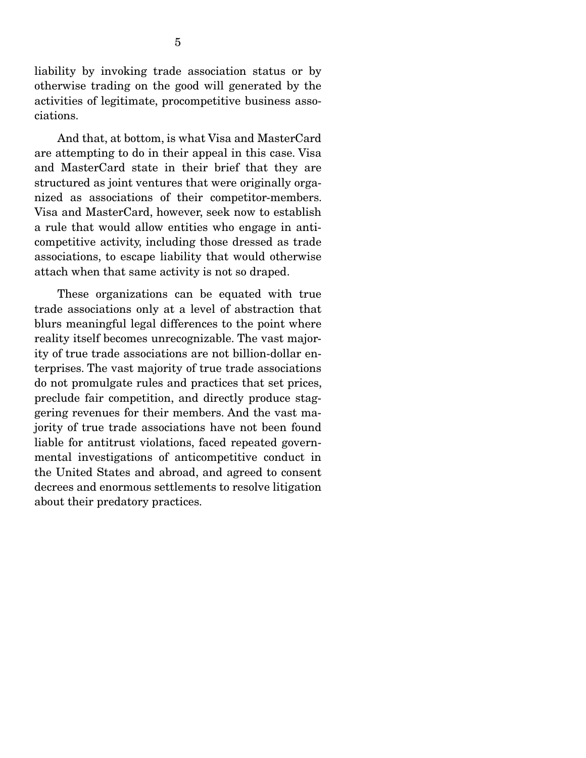liability by invoking trade association status or by otherwise trading on the good will generated by the activities of legitimate, procompetitive business associations.

And that, at bottom, is what Visa and MasterCard are attempting to do in their appeal in this case. Visa and MasterCard state in their brief that they are structured as joint ventures that were originally organized as associations of their competitor-members. Visa and MasterCard, however, seek now to establish a rule that would allow entities who engage in anticompetitive activity, including those dressed as trade associations, to escape liability that would otherwise attach when that same activity is not so draped.

These organizations can be equated with true trade associations only at a level of abstraction that blurs meaningful legal differences to the point where reality itself becomes unrecognizable. The vast majority of true trade associations are not billion-dollar enterprises. The vast majority of true trade associations do not promulgate rules and practices that set prices, preclude fair competition, and directly produce staggering revenues for their members. And the vast majority of true trade associations have not been found liable for antitrust violations, faced repeated governmental investigations of anticompetitive conduct in the United States and abroad, and agreed to consent decrees and enormous settlements to resolve litigation about their predatory practices.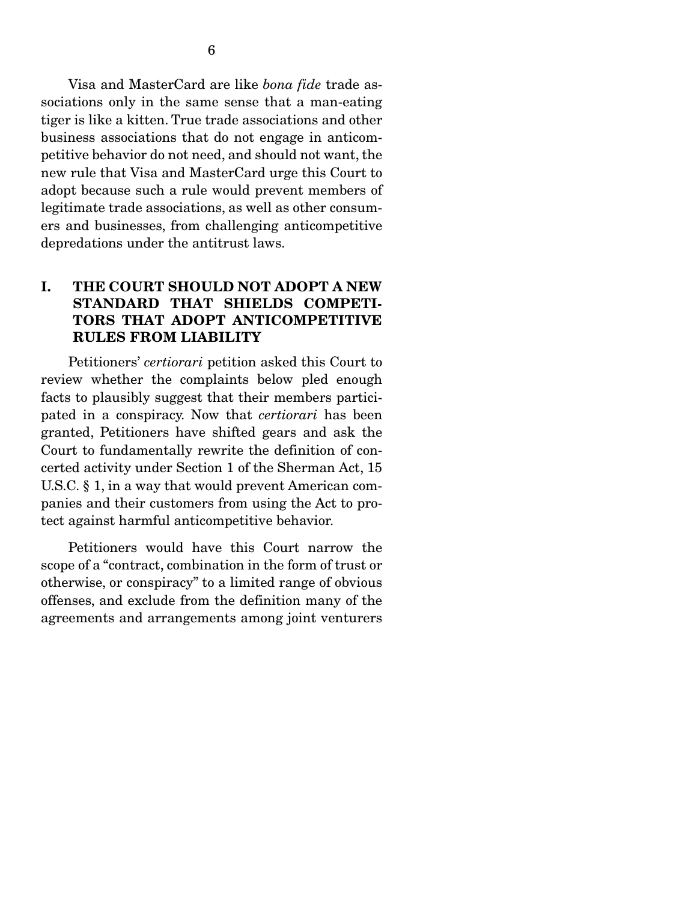Visa and MasterCard are like *bona fide* trade associations only in the same sense that a man-eating tiger is like a kitten. True trade associations and other business associations that do not engage in anticompetitive behavior do not need, and should not want, the new rule that Visa and MasterCard urge this Court to adopt because such a rule would prevent members of legitimate trade associations, as well as other consumers and businesses, from challenging anticompetitive depredations under the antitrust laws.

## I. THE COURT SHOULD NOT ADOPT A NEW STANDARD THAT SHIELDS COMPETITORS THAT ADOPT ANTICOMPETITIVE RULES FROM LIABILITY

Petitioners' *certiorari* petition asked this Court to review whether the complaints below pled enough facts to plausibly suggest that their members participated in a conspiracy. Now that *certiorari* has been granted, Petitioners have shifted gears and ask the Court to fundamentally rewrite the definition of concerted activity under Section 1 of the Sherman Act, 15 U.S.C. § 1, in a way that would prevent American companies and their customers from using the Act to protect against harmful anticompetitive behavior.

Petitioners would have this Court narrow the scope of a "contract, combination in the form of trust or otherwise, or conspiracy" to a limited range of obvious offenses, and exclude from the definition many of the agreements and arrangements among joint venturers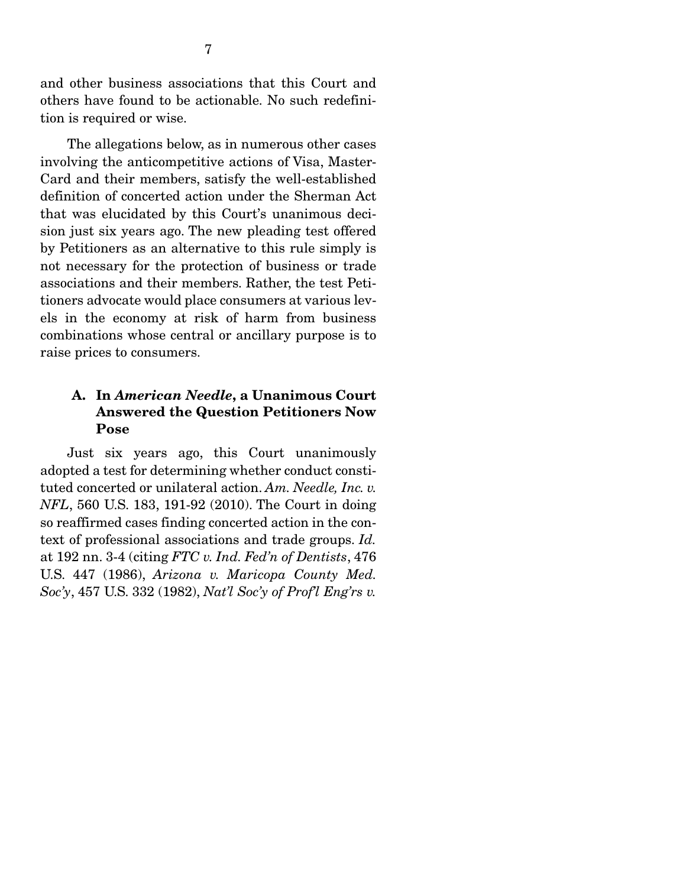and other business associations that this Court and others have found to be actionable. No such redefinition is required or wise.

The allegations below, as in numerous other cases involving the anticompetitive actions of Visa, MasterCard and their members, satisfy the well-established definition of concerted action under the Sherman Act that was elucidated by this Court's unanimous decision just six years ago. The new pleading test offered by Petitioners as an alternative to this rule simply is not necessary for the protection of business or trade associations and their members. Rather, the test Petitioners advocate would place consumers at various levels in the economy at risk of harm from business combinations whose central or ancillary purpose is to raise prices to consumers.

### A. In *American Needle*, a Unanimous Court Answered the Question Petitioners Now Pose

Just six years ago, this Court unanimously adopted a test for determining whether conduct constituted concerted or unilateral action. *Am. Needle, Inc. v. NFL*, 560 U.S. 183, 191-92 (2010). The Court in doing so reaffirmed cases finding concerted action in the context of professional associations and trade groups. *Id.* at 192 nn. 3-4 (citing *FTC v. Ind. Fed'n of Dentists*, 476 U.S. 447 (1986), *Arizona v. Maricopa County Med. Soc'y*, 457 U.S. 332 (1982), *Nat'l Soc'y of Prof'l Eng'rs v.*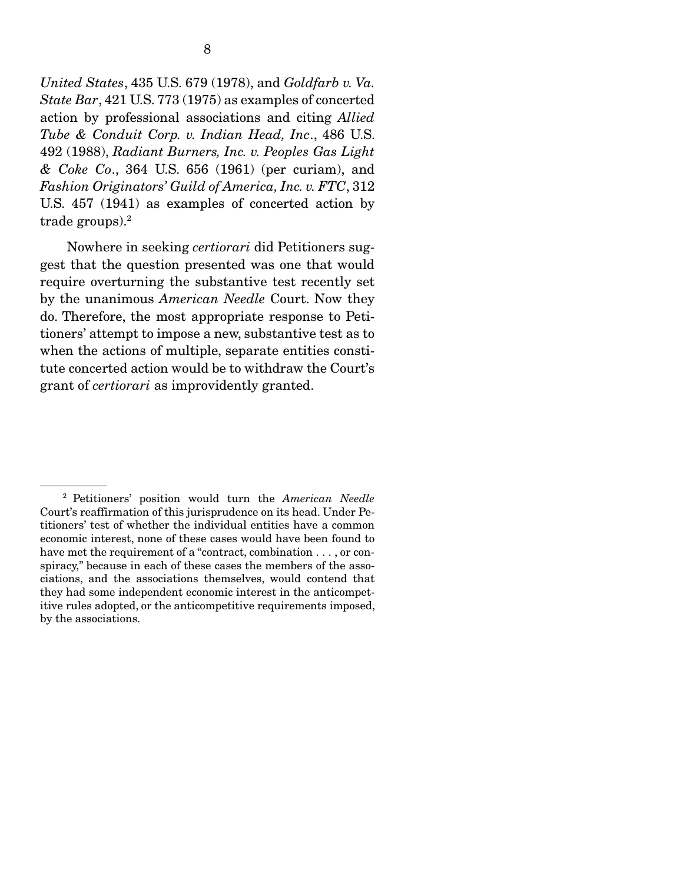*United States*, 435 U.S. 679 (1978), and *Goldfarb v. Va. State Bar*, 421 U.S. 773 (1975) as examples of concerted action by professional associations and citing *Allied Tube & Conduit Corp. v. Indian Head, Inc*., 486 U.S. 492 (1988), *Radiant Burners, Inc. v. Peoples Gas Light & Coke Co*., 364 U.S. 656 (1961) (per curiam), and *Fashion Originators' Guild of America, Inc. v. FTC*, 312 U.S. 457 (1941) as examples of concerted action by trade groups).[2]

Nowhere in seeking *certiorari* did Petitioners suggest that the question presented was one that would require overturning the substantive test recently set by the unanimous *American Needle* Court. Now they do. Therefore, the most appropriate response to Petitioners' attempt to impose a new, substantive test as to when the actions of multiple, separate entities constitute concerted action would be to withdraw the Court's grant of *certiorari* as improvidently granted.

---

[2] Petitioners' position would turn the *American Needle* Court's reaffirmation of this jurisprudence on its head. Under Petitioners' test of whether the individual entities have a common economic interest, none of these cases would have been found to have met the requirement of a "contract, combination . . . , or conspiracy," because in each of these cases the members of the associations, and the associations themselves, would contend that they had some independent economic interest in the anticompetitive rules adopted, or the anticompetitive requirements imposed, by the associations.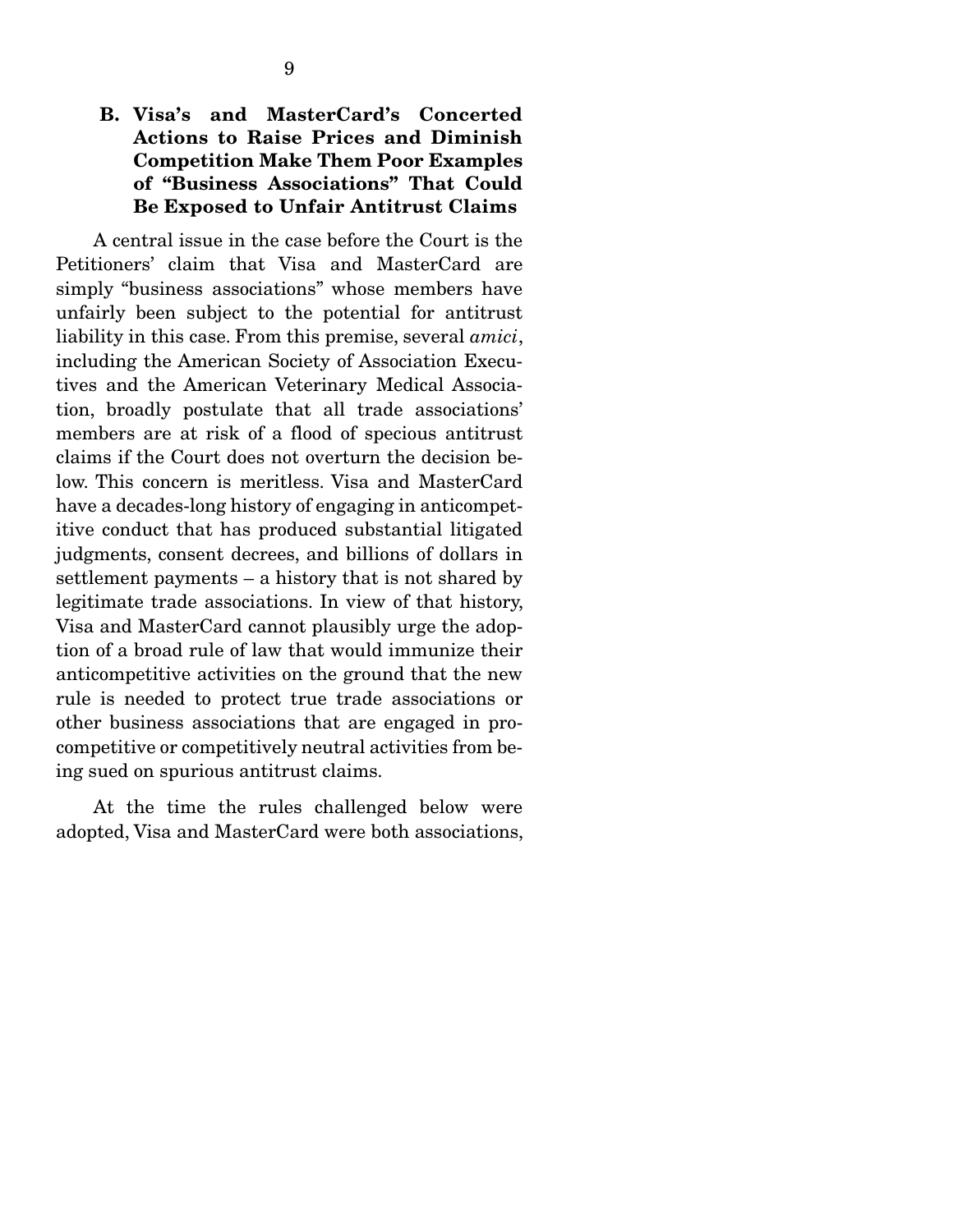### B. Visa's and MasterCard's Concerted Actions to Raise Prices and Diminish Competition Make Them Poor Examples of "Business Associations" That Could Be Exposed to Unfair Antitrust Claims

A central issue in the case before the Court is the Petitioners' claim that Visa and MasterCard are simply "business associations" whose members have unfairly been subject to the potential for antitrust liability in this case. From this premise, several *amici*, including the American Society of Association Executives and the American Veterinary Medical Association, broadly postulate that all trade associations' members are at risk of a flood of specious antitrust claims if the Court does not overturn the decision below. This concern is meritless. Visa and MasterCard have a decades-long history of engaging in anticompetitive conduct that has produced substantial litigated judgments, consent decrees, and billions of dollars in settlement payments – a history that is not shared by legitimate trade associations. In view of that history, Visa and MasterCard cannot plausibly urge the adoption of a broad rule of law that would immunize their anticompetitive activities on the ground that the new rule is needed to protect true trade associations or other business associations that are engaged in procompetitive or competitively neutral activities from being sued on spurious antitrust claims.

At the time the rules challenged below were adopted, Visa and MasterCard were both associations,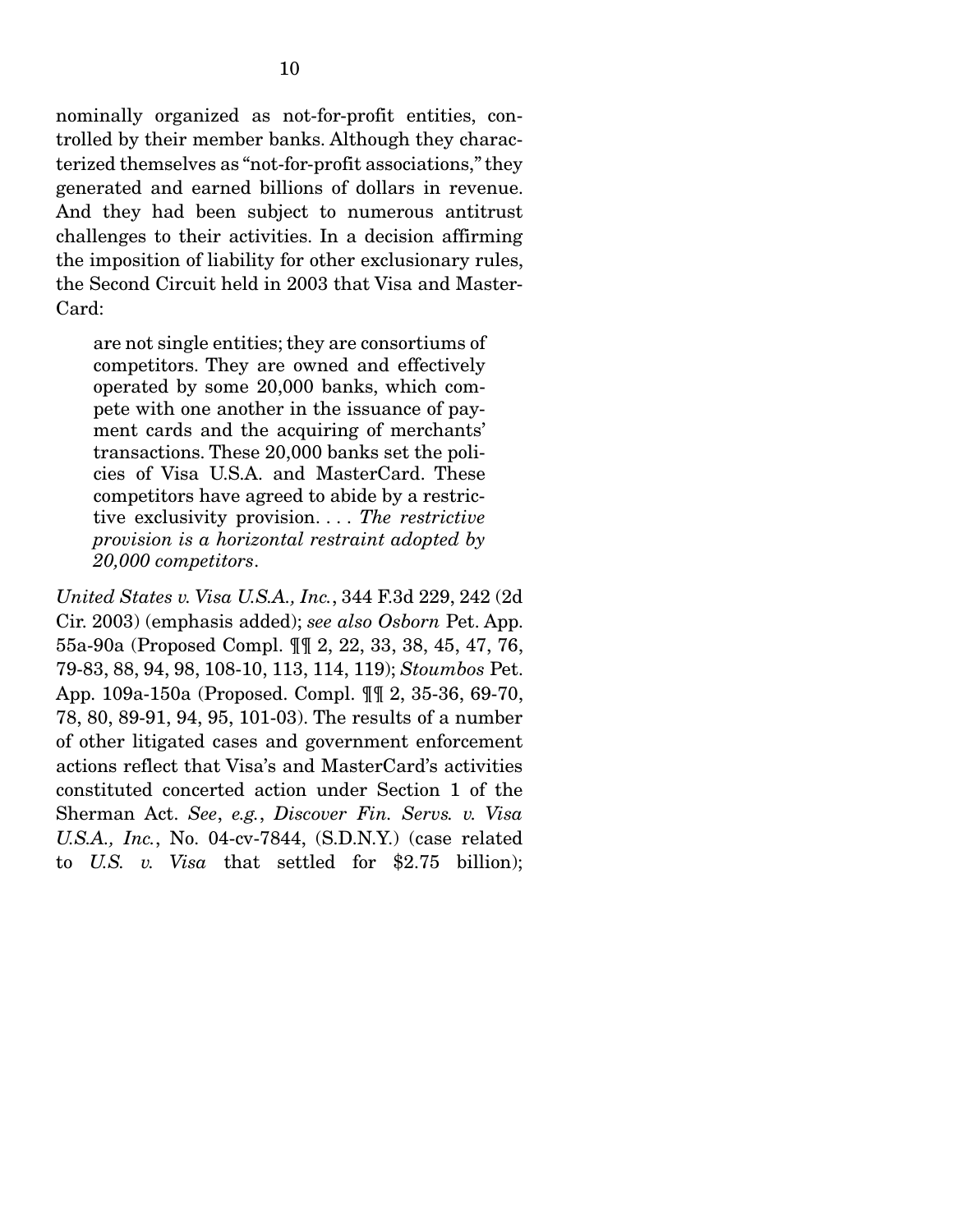nominally organized as not-for-profit entities, controlled by their member banks. Although they characterized themselves as "not-for-profit associations," they generated and earned billions of dollars in revenue. And they had been subject to numerous antitrust challenges to their activities. In a decision affirming the imposition of liability for other exclusionary rules, the Second Circuit held in 2003 that Visa and MasterCard:

> are not single entities; they are consortiums of competitors. They are owned and effectively operated by some 20,000 banks, which compete with one another in the issuance of payment cards and the acquiring of merchants' transactions. These 20,000 banks set the policies of Visa U.S.A. and MasterCard. These competitors have agreed to abide by a restrictive exclusivity provision. . . . *The restrictive provision is a horizontal restraint adopted by 20,000 competitors*.

*United States v. Visa U.S.A., Inc.*, 344 F.3d 229, 242 (2d Cir. 2003) (emphasis added); *see also Osborn* Pet. App. 55a-90a (Proposed Compl. ¶¶ 2, 22, 33, 38, 45, 47, 76, 79-83, 88, 94, 98, 108-10, 113, 114, 119); *Stoumbos* Pet. App. 109a-150a (Proposed. Compl. ¶¶ 2, 35-36, 69-70, 78, 80, 89-91, 94, 95, 101-03). The results of a number of other litigated cases and government enforcement actions reflect that Visa's and MasterCard's activities constituted concerted action under Section 1 of the Sherman Act. *See*, *e.g.*, *Discover Fin. Servs. v. Visa U.S.A., Inc.*, No. 04-cv-7844, (S.D.N.Y.) (case related to *U.S. v. Visa* that settled for $2.75 billion);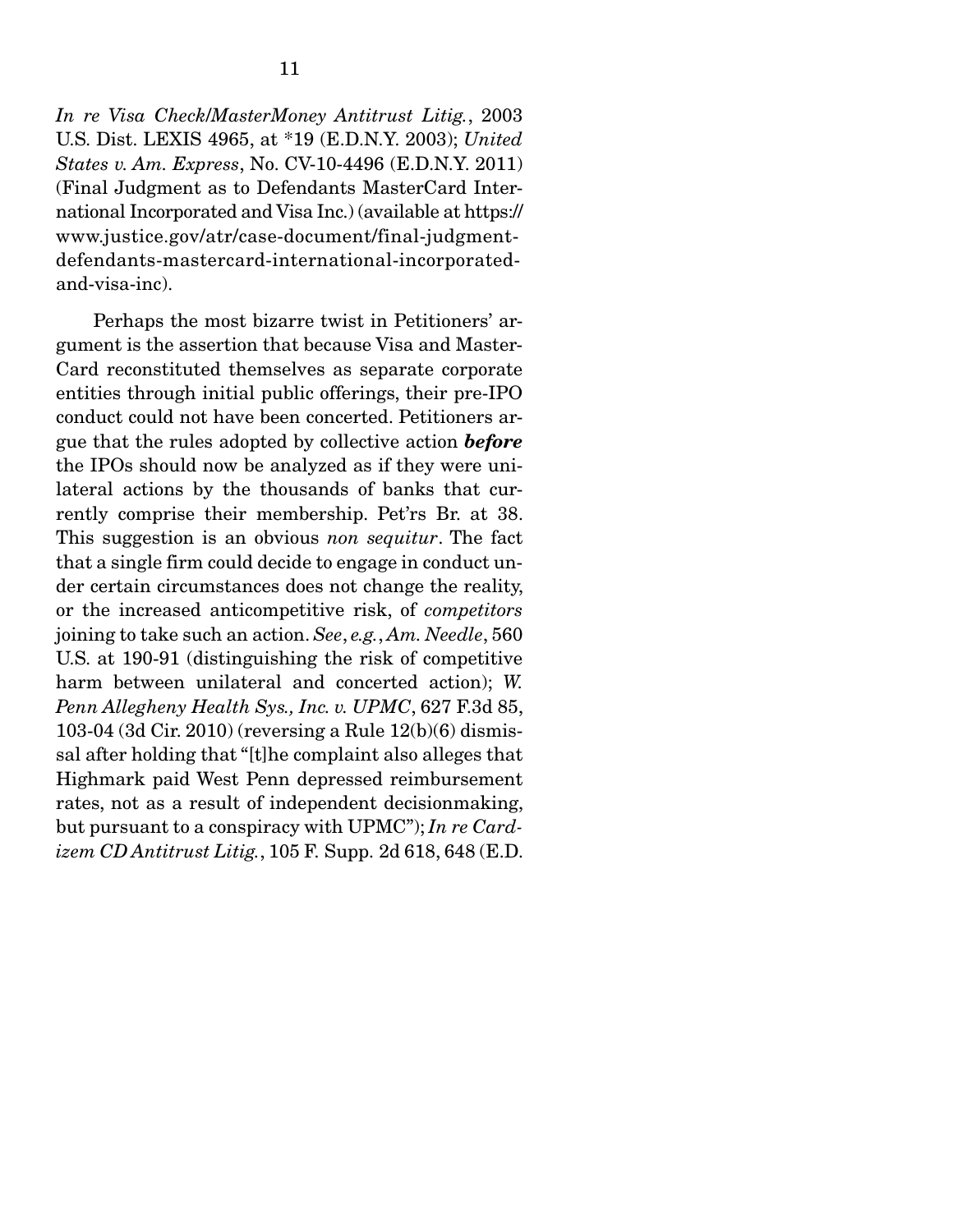*In re Visa Check/MasterMoney Antitrust Litig.*, 2003 U.S. Dist. LEXIS 4965, at *19 (E.D.N.Y. 2003); *United States v. Am. Express*, No. CV-10-4496 (E.D.N.Y. 2011) (Final Judgment as to Defendants MasterCard International Incorporated and Visa Inc.) (available at https://www.justice.gov/atr/case-document/final-judgment-defendants-mastercard-international-incorporated-and-visa-inc).

Perhaps the most bizarre twist in Petitioners' argument is the assertion that because Visa and MasterCard reconstituted themselves as separate corporate entities through initial public offerings, their pre-IPO conduct could not have been concerted. Petitioners argue that the rules adopted by collective action ***before*** the IPOs should now be analyzed as if they were unilateral actions by the thousands of banks that currently comprise their membership. Pet'rs Br. at 38. This suggestion is an obvious *non sequitur*. The fact that a single firm could decide to engage in conduct under certain circumstances does not change the reality, or the increased anticompetitive risk, of *competitors* joining to take such an action. *See, e.g.*, *Am. Needle*, 560 U.S. at 190-91 (distinguishing the risk of competitive harm between unilateral and concerted action); *W. Penn Allegheny Health Sys., Inc. v. UPMC*, 627 F.3d 85, 103-04 (3d Cir. 2010) (reversing a Rule 12(b)(6) dismissal after holding that "[t]he complaint also alleges that Highmark paid West Penn depressed reimbursement rates, not as a result of independent decisionmaking, but pursuant to a conspiracy with UPMC"); *In re Cardizem CD Antitrust Litig.*, 105 F. Supp. 2d 618, 648 (E.D.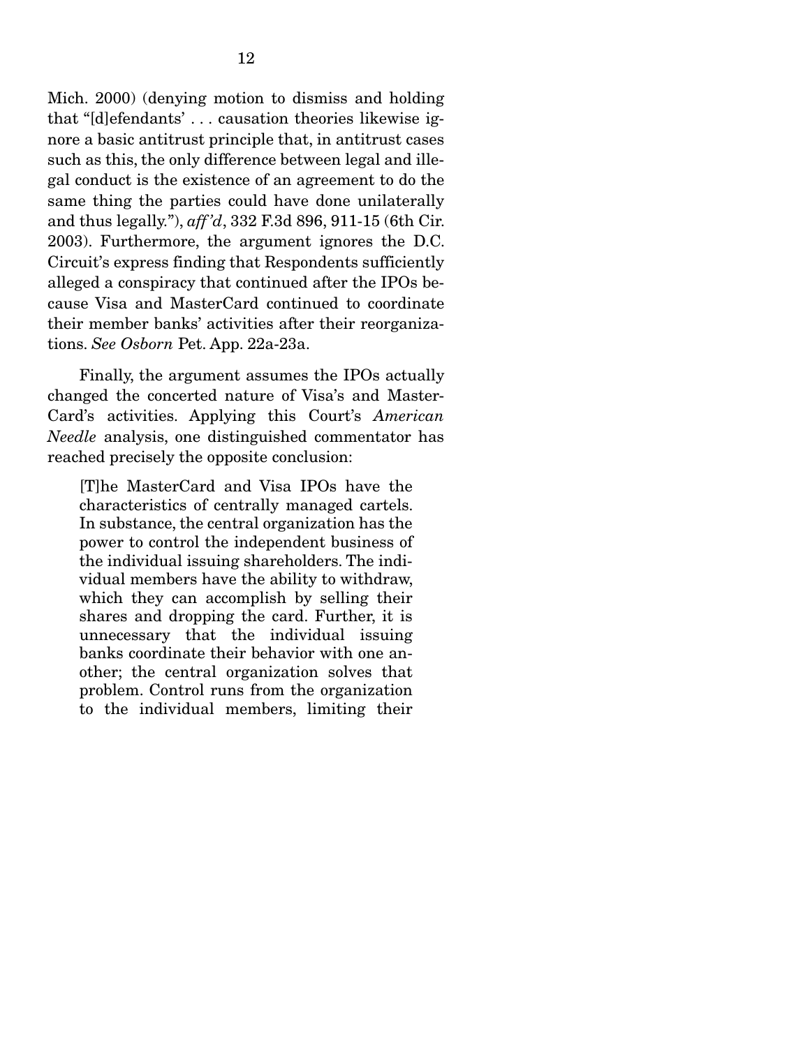Mich. 2000) (denying motion to dismiss and holding that "[d]efendants' . . . causation theories likewise ignore a basic antitrust principle that, in antitrust cases such as this, the only difference between legal and illegal conduct is the existence of an agreement to do the same thing the parties could have done unilaterally and thus legally."), *aff'd*, 332 F.3d 896, 911-15 (6th Cir. 2003). Furthermore, the argument ignores the D.C. Circuit's express finding that Respondents sufficiently alleged a conspiracy that continued after the IPOs because Visa and MasterCard continued to coordinate their member banks' activities after their reorganizations. *See Osborn* Pet. App. 22a-23a.

Finally, the argument assumes the IPOs actually changed the concerted nature of Visa's and MasterCard's activities. Applying this Court's *American Needle* analysis, one distinguished commentator has reached precisely the opposite conclusion:

> [T]he MasterCard and Visa IPOs have the characteristics of centrally managed cartels. In substance, the central organization has the power to control the independent business of the individual issuing shareholders. The individual members have the ability to withdraw, which they can accomplish by selling their shares and dropping the card. Further, it is unnecessary that the individual issuing banks coordinate their behavior with one another; the central organization solves that problem. Control runs from the organization to the individual members, limiting their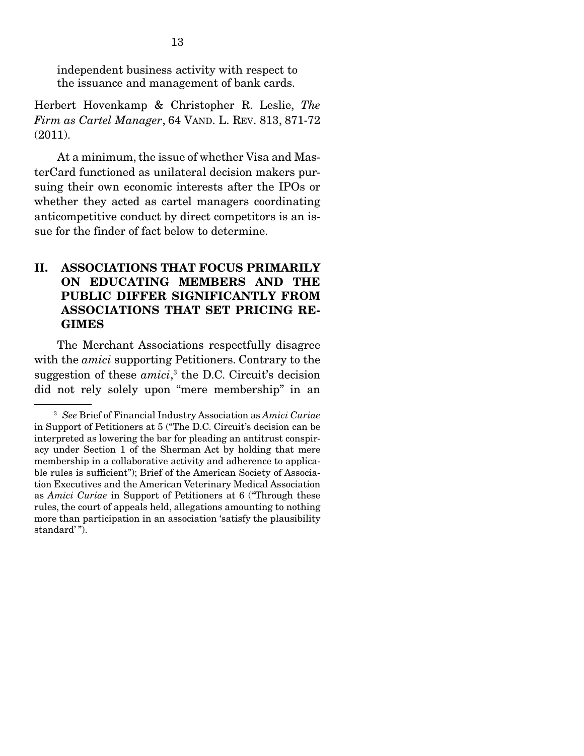independent business activity with respect to the issuance and management of bank cards.

Herbert Hovenkamp & Christopher R. Leslie, *The Firm as Cartel Manager*, 64 VAND. L. REV. 813, 871-72 (2011).

At a minimum, the issue of whether Visa and MasterCard functioned as unilateral decision makers pursuing their own economic interests after the IPOs or whether they acted as cartel managers coordinating anticompetitive conduct by direct competitors is an issue for the finder of fact below to determine.

## II. ASSOCIATIONS THAT FOCUS PRIMARILY ON EDUCATING MEMBERS AND THE PUBLIC DIFFER SIGNIFICANTLY FROM ASSOCIATIONS THAT SET PRICING REGIMES

The Merchant Associations respectfully disagree with the *amici* supporting Petitioners. Contrary to the suggestion of these *amici*,[3] the D.C. Circuit's decision did not rely solely upon "mere membership" in an

---

[3] *See* Brief of Financial Industry Association as *Amici Curiae* in Support of Petitioners at 5 ("The D.C. Circuit's decision can be interpreted as lowering the bar for pleading an antitrust conspiracy under Section 1 of the Sherman Act by holding that mere membership in a collaborative activity and adherence to applicable rules is sufficient"); Brief of the American Society of Association Executives and the American Veterinary Medical Association as *Amici Curiae* in Support of Petitioners at 6 ("Through these rules, the court of appeals held, allegations amounting to nothing more than participation in an association 'satisfy the plausibility standard' ").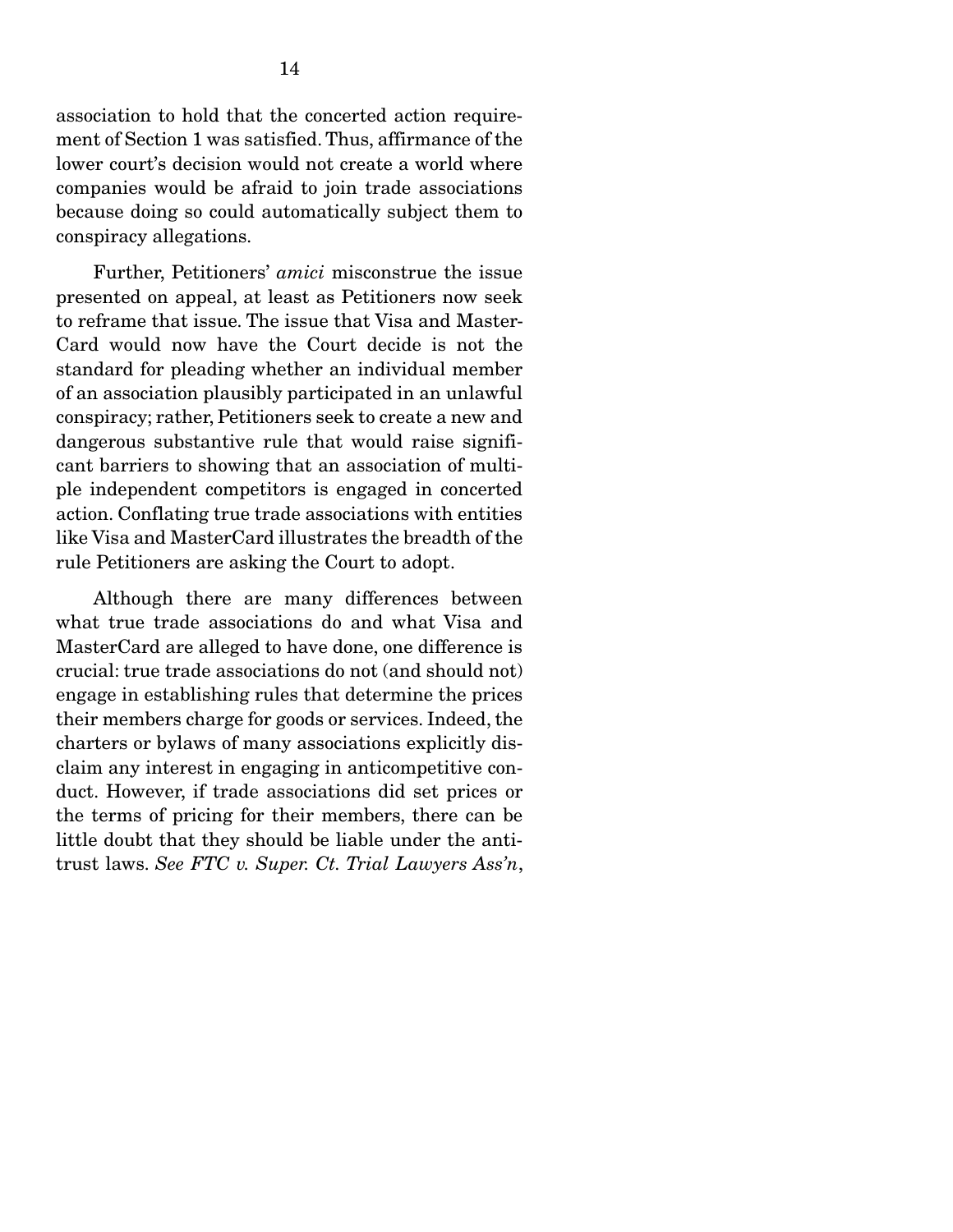association to hold that the concerted action requirement of Section 1 was satisfied. Thus, affirmance of the lower court's decision would not create a world where companies would be afraid to join trade associations because doing so could automatically subject them to conspiracy allegations.

Further, Petitioners' *amici* misconstrue the issue presented on appeal, at least as Petitioners now seek to reframe that issue. The issue that Visa and MasterCard would now have the Court decide is not the standard for pleading whether an individual member of an association plausibly participated in an unlawful conspiracy; rather, Petitioners seek to create a new and dangerous substantive rule that would raise significant barriers to showing that an association of multiple independent competitors is engaged in concerted action. Conflating true trade associations with entities like Visa and MasterCard illustrates the breadth of the rule Petitioners are asking the Court to adopt.

Although there are many differences between what true trade associations do and what Visa and MasterCard are alleged to have done, one difference is crucial: true trade associations do not (and should not) engage in establishing rules that determine the prices their members charge for goods or services. Indeed, the charters or bylaws of many associations explicitly disclaim any interest in engaging in anticompetitive conduct. However, if trade associations did set prices or the terms of pricing for their members, there can be little doubt that they should be liable under the antitrust laws. *See FTC v. Super. Ct. Trial Lawyers Ass'n*,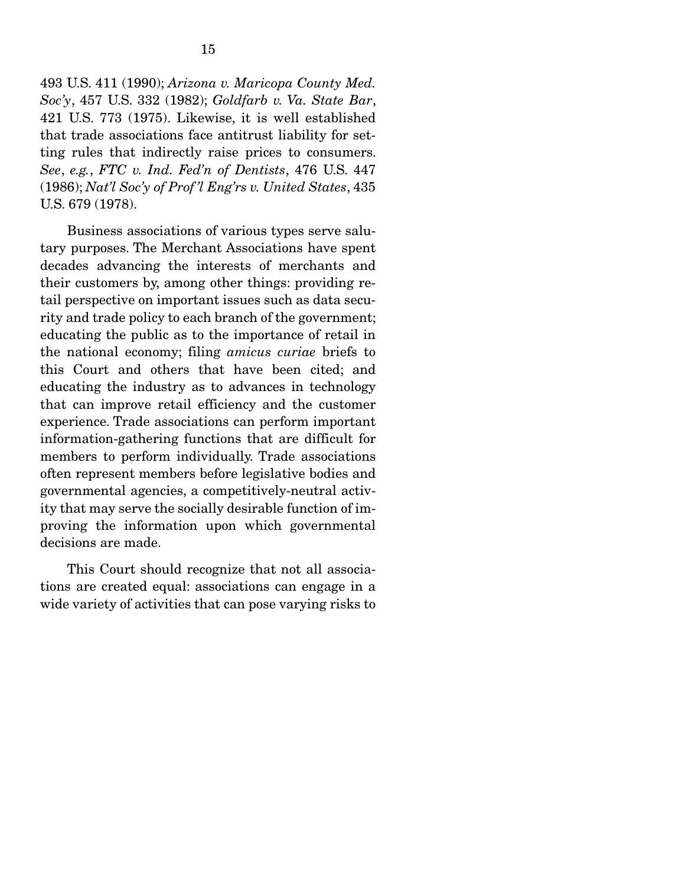493 U.S. 411 (1990); *Arizona v. Maricopa County Med. Soc'y*, 457 U.S. 332 (1982); *Goldfarb v. Va. State Bar*, 421 U.S. 773 (1975). Likewise, it is well established that trade associations face antitrust liability for setting rules that indirectly raise prices to consumers. *See*, *e.g.*, *FTC v. Ind. Fed'n of Dentists*, 476 U.S. 447 (1986); *Nat'l Soc'y of Prof'l Eng'rs v. United States*, 435 U.S. 679 (1978).

Business associations of various types serve salutary purposes. The Merchant Associations have spent decades advancing the interests of merchants and their customers by, among other things: providing retail perspective on important issues such as data security and trade policy to each branch of the government; educating the public as to the importance of retail in the national economy; filing *amicus curiae* briefs to this Court and others that have been cited; and educating the industry as to advances in technology that can improve retail efficiency and the customer experience. Trade associations can perform important information-gathering functions that are difficult for members to perform individually. Trade associations often represent members before legislative bodies and governmental agencies, a competitively-neutral activity that may serve the socially desirable function of improving the information upon which governmental decisions are made.

This Court should recognize that not all associations are created equal: associations can engage in a wide variety of activities that can pose varying risks to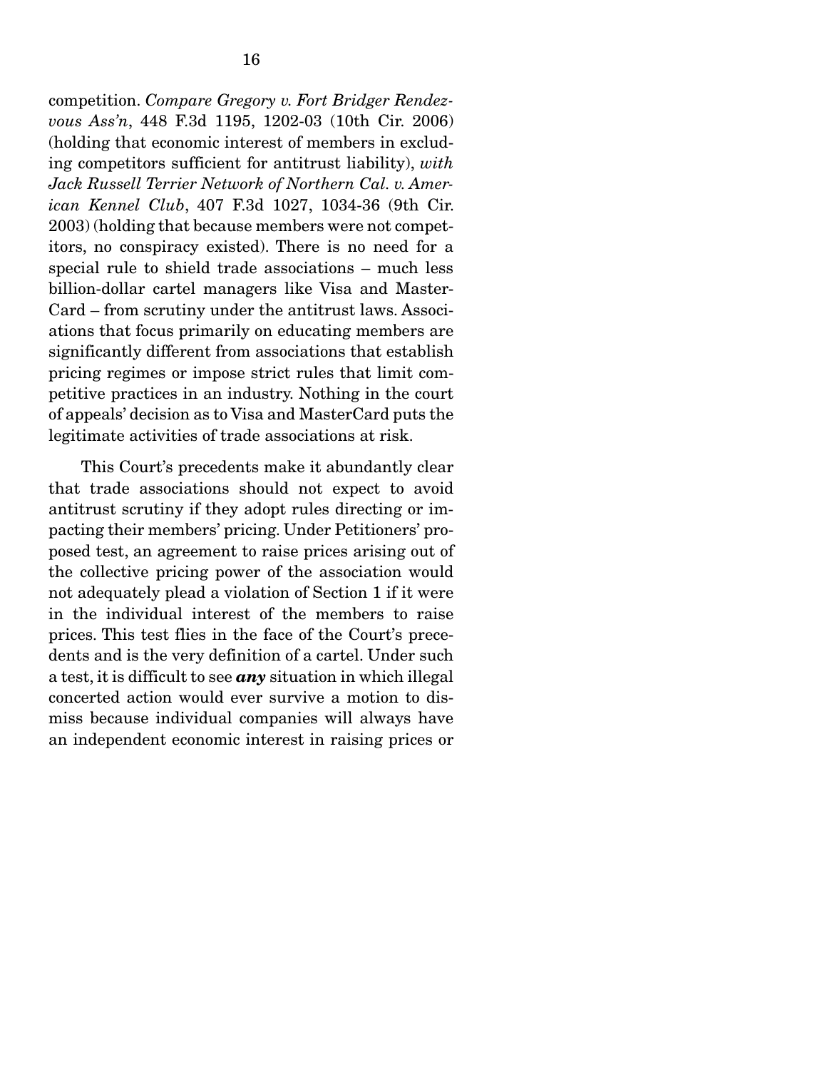competition. *Compare Gregory v. Fort Bridger Rendezvous Ass'n*, 448 F.3d 1195, 1202-03 (10th Cir. 2006) (holding that economic interest of members in excluding competitors sufficient for antitrust liability), *with Jack Russell Terrier Network of Northern Cal. v. American Kennel Club*, 407 F.3d 1027, 1034-36 (9th Cir. 2003) (holding that because members were not competitors, no conspiracy existed). There is no need for a special rule to shield trade associations – much less billion-dollar cartel managers like Visa and MasterCard – from scrutiny under the antitrust laws. Associations that focus primarily on educating members are significantly different from associations that establish pricing regimes or impose strict rules that limit competitive practices in an industry. Nothing in the court of appeals' decision as to Visa and MasterCard puts the legitimate activities of trade associations at risk.

This Court's precedents make it abundantly clear that trade associations should not expect to avoid antitrust scrutiny if they adopt rules directing or impacting their members' pricing. Under Petitioners' proposed test, an agreement to raise prices arising out of the collective pricing power of the association would not adequately plead a violation of Section 1 if it were in the individual interest of the members to raise prices. This test flies in the face of the Court's precedents and is the very definition of a cartel. Under such a test, it is difficult to see ***any*** situation in which illegal concerted action would ever survive a motion to dismiss because individual companies will always have an independent economic interest in raising prices or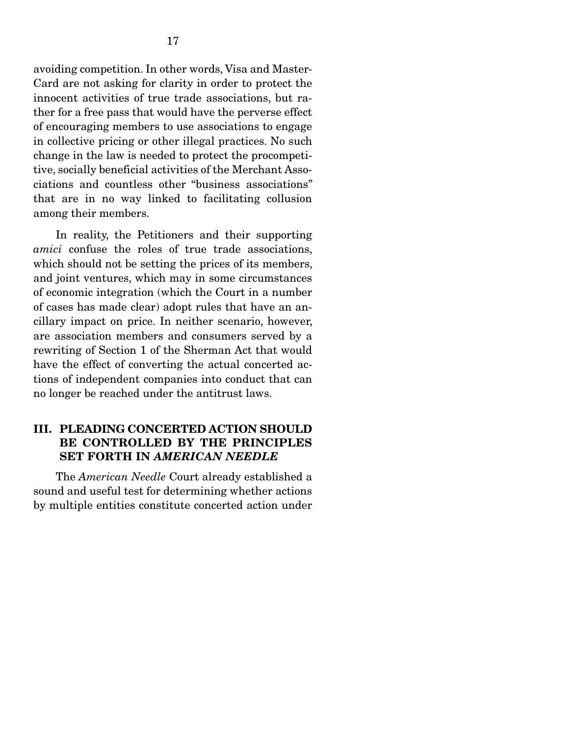avoiding competition. In other words, Visa and MasterCard are not asking for clarity in order to protect the innocent activities of true trade associations, but rather for a free pass that would have the perverse effect of encouraging members to use associations to engage in collective pricing or other illegal practices. No such change in the law is needed to protect the procompetitive, socially beneficial activities of the Merchant Associations and countless other "business associations" that are in no way linked to facilitating collusion among their members.

In reality, the Petitioners and their supporting *amici* confuse the roles of true trade associations, which should not be setting the prices of its members, and joint ventures, which may in some circumstances of economic integration (which the Court in a number of cases has made clear) adopt rules that have an ancillary impact on price. In neither scenario, however, are association members and consumers served by a rewriting of Section 1 of the Sherman Act that would have the effect of converting the actual concerted actions of independent companies into conduct that can no longer be reached under the antitrust laws.

## III. PLEADING CONCERTED ACTION SHOULD BE CONTROLLED BY THE PRINCIPLES SET FORTH IN *AMERICAN NEEDLE*

The *American Needle* Court already established a sound and useful test for determining whether actions by multiple entities constitute concerted action under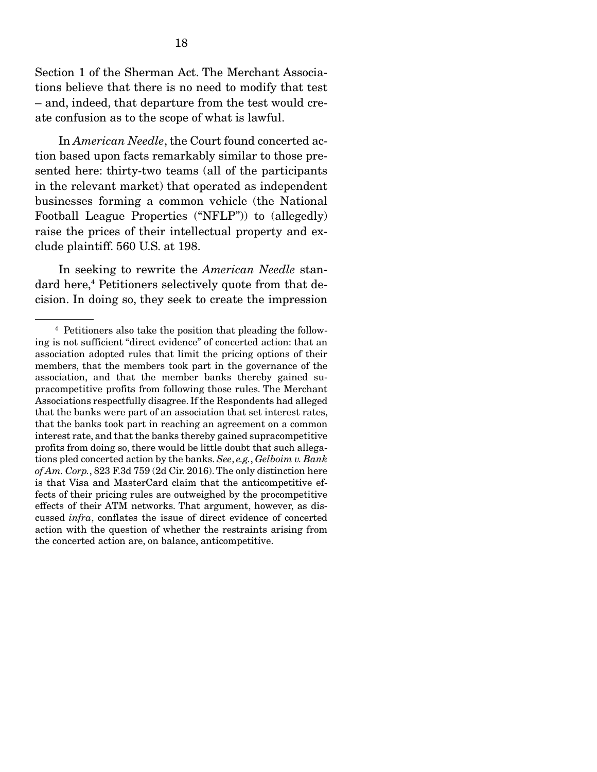Section 1 of the Sherman Act. The Merchant Associations believe that there is no need to modify that test – and, indeed, that departure from the test would create confusion as to the scope of what is lawful.

In *American Needle*, the Court found concerted action based upon facts remarkably similar to those presented here: thirty-two teams (all of the participants in the relevant market) that operated as independent businesses forming a common vehicle (the National Football League Properties ("NFLP")) to (allegedly) raise the prices of their intellectual property and exclude plaintiff. 560 U.S. at 198.

In seeking to rewrite the *American Needle* standard here,[4] Petitioners selectively quote from that decision. In doing so, they seek to create the impression

---

[4] Petitioners also take the position that pleading the following is not sufficient "direct evidence" of concerted action: that an association adopted rules that limit the pricing options of their members, that the members took part in the governance of the association, and that the member banks thereby gained supracompetitive profits from following those rules. The Merchant Associations respectfully disagree. If the Respondents had alleged that the banks were part of an association that set interest rates, that the banks took part in reaching an agreement on a common interest rate, and that the banks thereby gained supracompetitive profits from doing so, there would be little doubt that such allegations pled concerted action by the banks. *See*, *e.g.*, *Gelboim v. Bank of Am. Corp.*, 823 F.3d 759 (2d Cir. 2016). The only distinction here is that Visa and MasterCard claim that the anticompetitive effects of their pricing rules are outweighed by the procompetitive effects of their ATM networks. That argument, however, as discussed *infra*, conflates the issue of direct evidence of concerted action with the question of whether the restraints arising from the concerted action are, on balance, anticompetitive.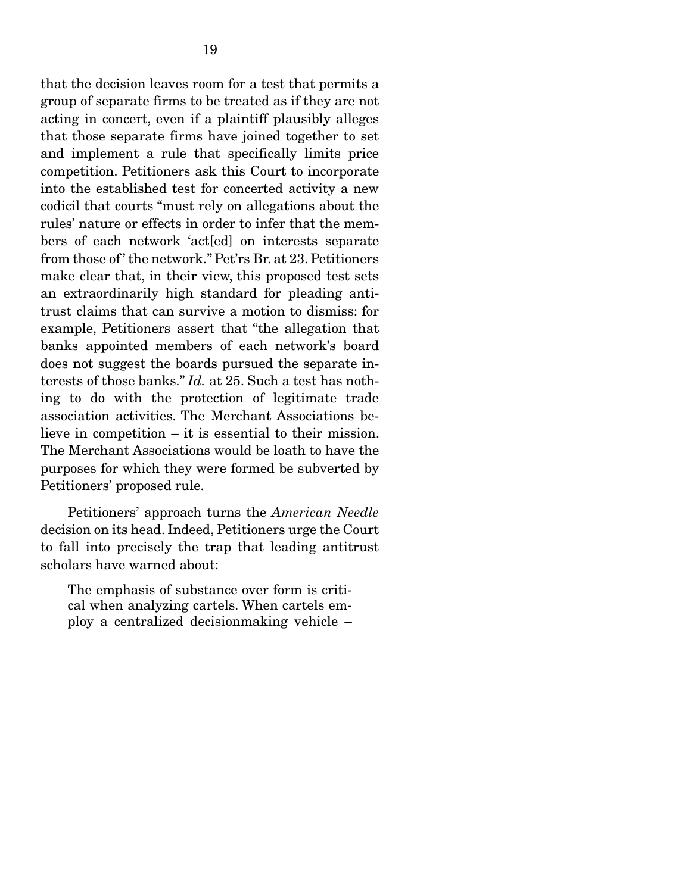that the decision leaves room for a test that permits a group of separate firms to be treated as if they are not acting in concert, even if a plaintiff plausibly alleges that those separate firms have joined together to set and implement a rule that specifically limits price competition. Petitioners ask this Court to incorporate into the established test for concerted activity a new codicil that courts "must rely on allegations about the rules' nature or effects in order to infer that the members of each network 'act[ed] on interests separate from those of' the network." Pet'rs Br. at 23. Petitioners make clear that, in their view, this proposed test sets an extraordinarily high standard for pleading antitrust claims that can survive a motion to dismiss: for example, Petitioners assert that "the allegation that banks appointed members of each network's board does not suggest the boards pursued the separate interests of those banks." *Id.* at 25. Such a test has nothing to do with the protection of legitimate trade association activities. The Merchant Associations believe in competition – it is essential to their mission. The Merchant Associations would be loath to have the purposes for which they were formed be subverted by Petitioners' proposed rule.

Petitioners' approach turns the *American Needle* decision on its head. Indeed, Petitioners urge the Court to fall into precisely the trap that leading antitrust scholars have warned about:

> The emphasis of substance over form is critical when analyzing cartels. When cartels employ a centralized decisionmaking vehicle –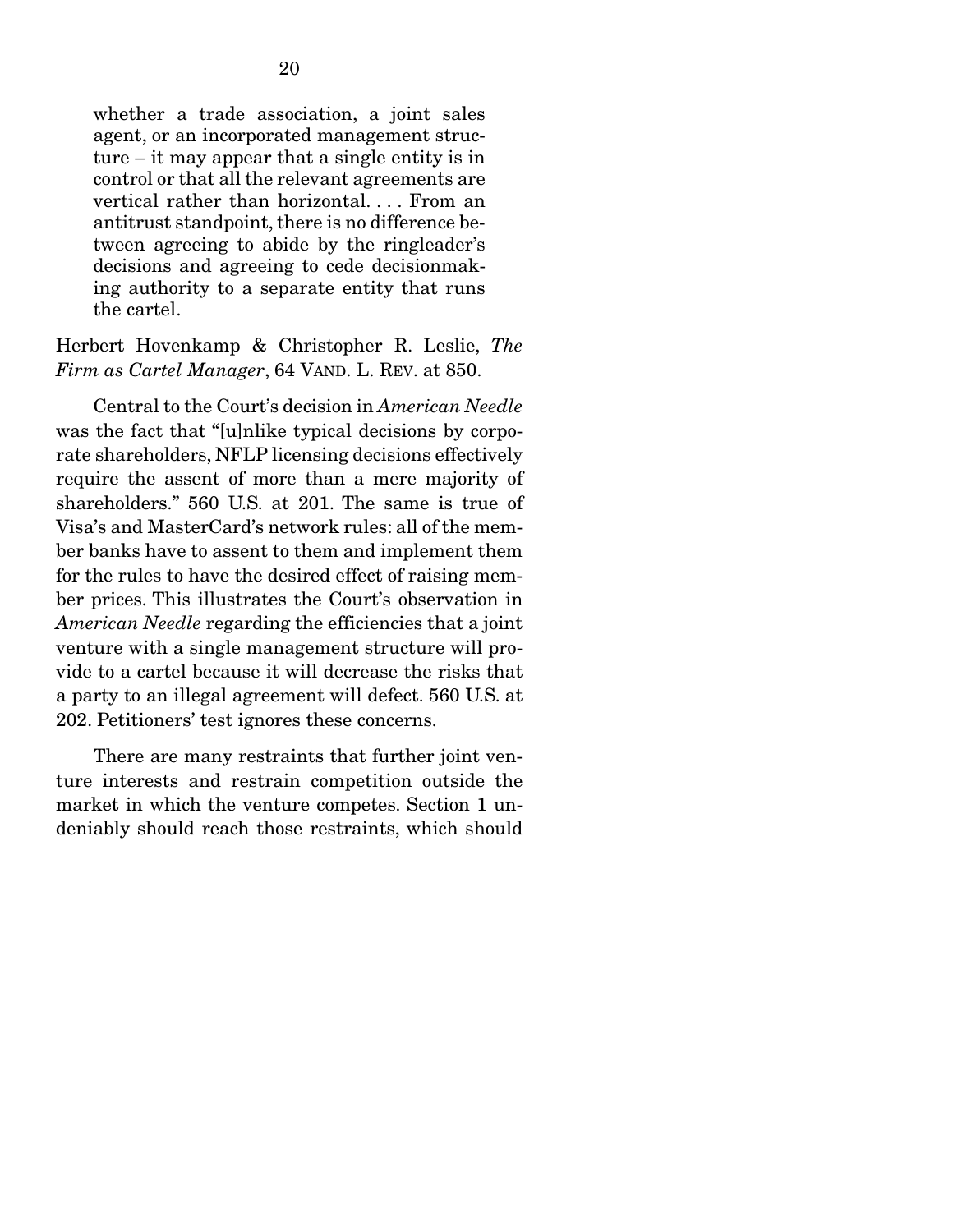> whether a trade association, a joint sales agent, or an incorporated management structure – it may appear that a single entity is in control or that all the relevant agreements are vertical rather than horizontal. . . . From an antitrust standpoint, there is no difference between agreeing to abide by the ringleader's decisions and agreeing to cede decisionmaking authority to a separate entity that runs the cartel.

Herbert Hovenkamp & Christopher R. Leslie, *The Firm as Cartel Manager*, 64 VAND. L. REV. at 850.

Central to the Court's decision in *American Needle* was the fact that "[u]nlike typical decisions by corporate shareholders, NFLP licensing decisions effectively require the assent of more than a mere majority of shareholders." 560 U.S. at 201. The same is true of Visa's and MasterCard's network rules: all of the member banks have to assent to them and implement them for the rules to have the desired effect of raising member prices. This illustrates the Court's observation in *American Needle* regarding the efficiencies that a joint venture with a single management structure will provide to a cartel because it will decrease the risks that a party to an illegal agreement will defect. 560 U.S. at 202. Petitioners' test ignores these concerns.

There are many restraints that further joint venture interests and restrain competition outside the market in which the venture competes. Section 1 undeniably should reach those restraints, which should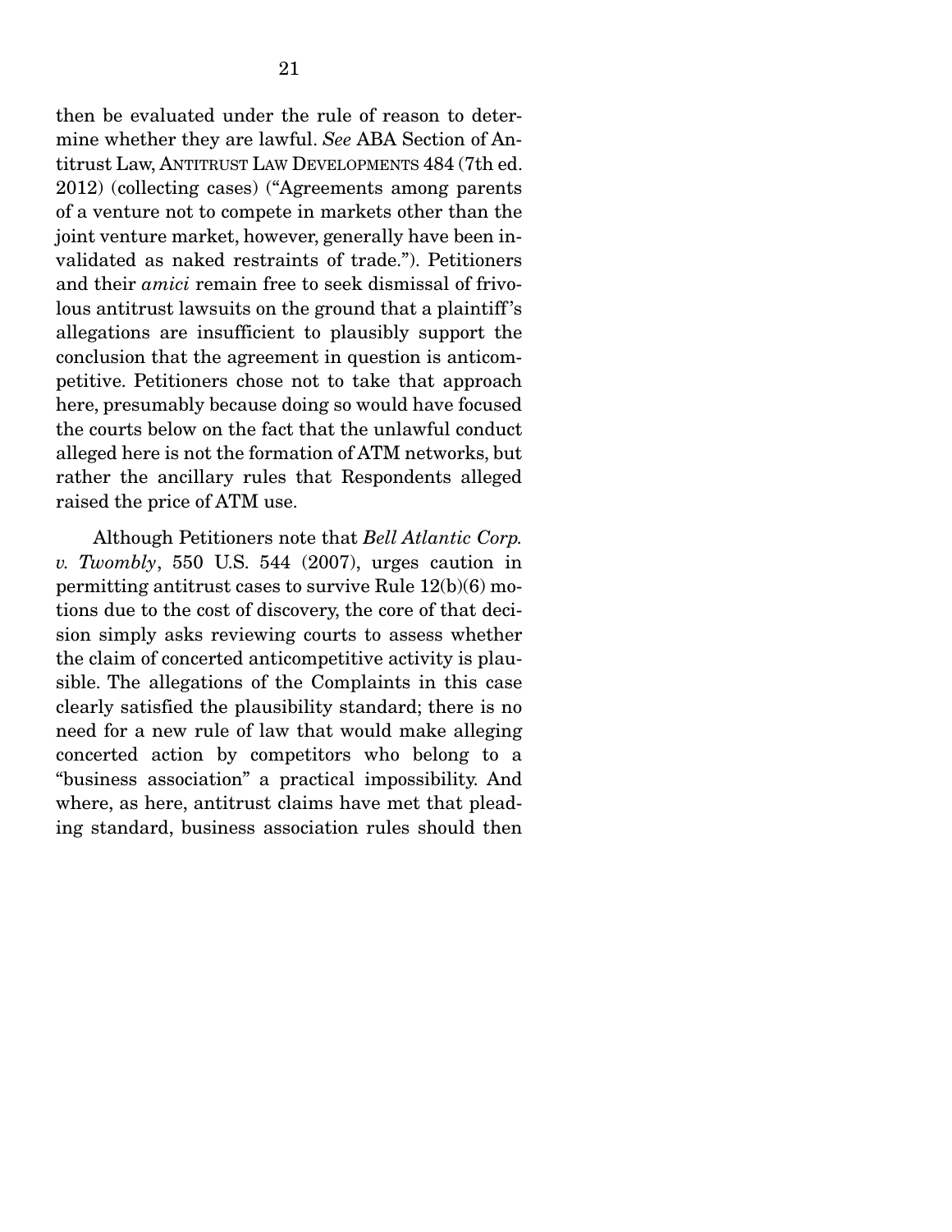then be evaluated under the rule of reason to determine whether they are lawful. *See* ABA Section of Antitrust Law, ANTITRUST LAW DEVELOPMENTS 484 (7th ed. 2012) (collecting cases) ("Agreements among parents of a venture not to compete in markets other than the joint venture market, however, generally have been invalidated as naked restraints of trade."). Petitioners and their *amici* remain free to seek dismissal of frivolous antitrust lawsuits on the ground that a plaintiff's allegations are insufficient to plausibly support the conclusion that the agreement in question is anticompetitive. Petitioners chose not to take that approach here, presumably because doing so would have focused the courts below on the fact that the unlawful conduct alleged here is not the formation of ATM networks, but rather the ancillary rules that Respondents alleged raised the price of ATM use.

Although Petitioners note that *Bell Atlantic Corp. v. Twombly*, 550 U.S. 544 (2007), urges caution in permitting antitrust cases to survive Rule 12(b)(6) motions due to the cost of discovery, the core of that decision simply asks reviewing courts to assess whether the claim of concerted anticompetitive activity is plausible. The allegations of the Complaints in this case clearly satisfied the plausibility standard; there is no need for a new rule of law that would make alleging concerted action by competitors who belong to a "business association" a practical impossibility. And where, as here, antitrust claims have met that pleading standard, business association rules should then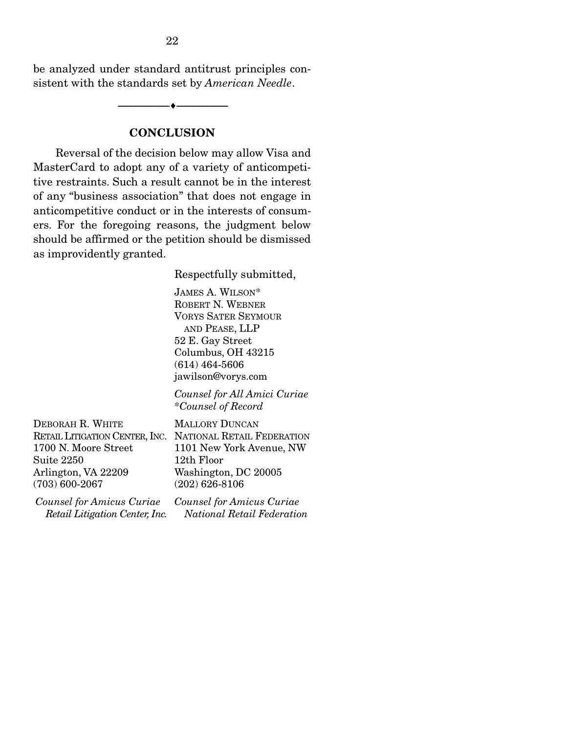be analyzed under standard antitrust principles consistent with the standards set by *American Needle*.

---

## CONCLUSION

Reversal of the decision below may allow Visa and MasterCard to adopt any of a variety of anticompetitive restraints. Such a result cannot be in the interest of any "business association" that does not engage in anticompetitive conduct or in the interests of consumers. For the foregoing reasons, the judgment below should be affirmed or the petition should be dismissed as improvidently granted.

Respectfully submitted,

JAMES A. WILSON*
ROBERT N. WEBNER
VORYS SATER SEYMOUR AND PEASE, LLP
52 E. Gay Street
Columbus, OH 43215
(614) 464-5606
jawilson@vorys.com

*Counsel for All Amici Curiae*
**Counsel of Record*

DEBORAH R. WHITE
RETAIL LITIGATION CENTER, INC.
1700 N. Moore Street
Suite 2250
Arlington, VA 22209
(703) 600-2067

*Counsel for Amicus Curiae Retail Litigation Center, Inc.*

MALLORY DUNCAN
NATIONAL RETAIL FEDERATION
1101 New York Avenue, NW
12th Floor
Washington, DC 20005
(202) 626-8106

*Counsel for Amicus Curiae National Retail Federation*